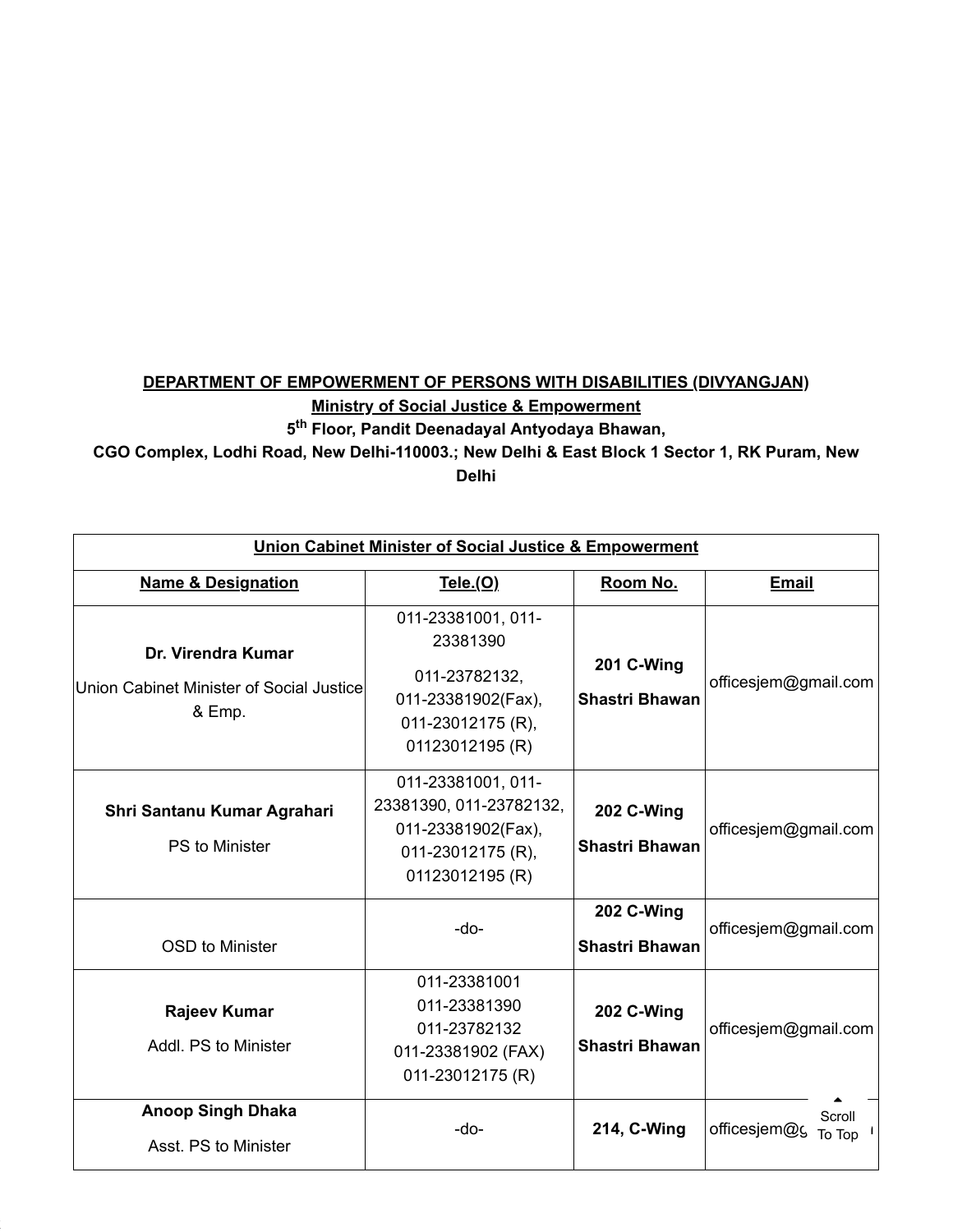**DEPARTMENT OF EMPOWERMENT OF PERSONS WITH DISABILITIES (DIVYANGJAN)**

**Ministry of Social Justice & Empowerment**

**5th Floor, Pandit Deenadayal Antyodaya Bhawan,**

**CGO Complex, Lodhi Road, New Delhi-110003.; New Delhi & East Block 1 Sector 1, RK Puram, New Delhi**

| Union Cabinet Minister of Social Justice & Empowerment | | | |
|---|---|---|---|
| **Name & Designation** | **Tele.(O)** | **Room No.** | **Email** |
| **Dr. Virendra Kumar**<br>Union Cabinet Minister of Social Justice & Emp. | 011-23381001, 011-23381390<br>011-23782132, 011-23381902(Fax), 011-23012175 (R), 01123012195 (R) | **201 C-Wing Shastri Bhawan** | officesjem@gmail.com |
| **Shri Santanu Kumar Agrahari**<br>PS to Minister | 011-23381001, 011-23381390, 011-23782132, 011-23381902(Fax), 011-23012175 (R), 01123012195 (R) | **202 C-Wing Shastri Bhawan** | officesjem@gmail.com |
| OSD to Minister | -do- | **202 C-Wing Shastri Bhawan** | officesjem@gmail.com |
| **Rajeev Kumar**<br>Addl. PS to Minister | 011-23381001<br>011-23381390<br>011-23782132<br>011-23381902 (FAX)<br>011-23012175 (R) | **202 C-Wing Shastri Bhawan** | officesjem@gmail.com |
| **Anoop Singh Dhaka**<br>Asst. PS to Minister | -do- | **214, C-Wing** | officesjem@g |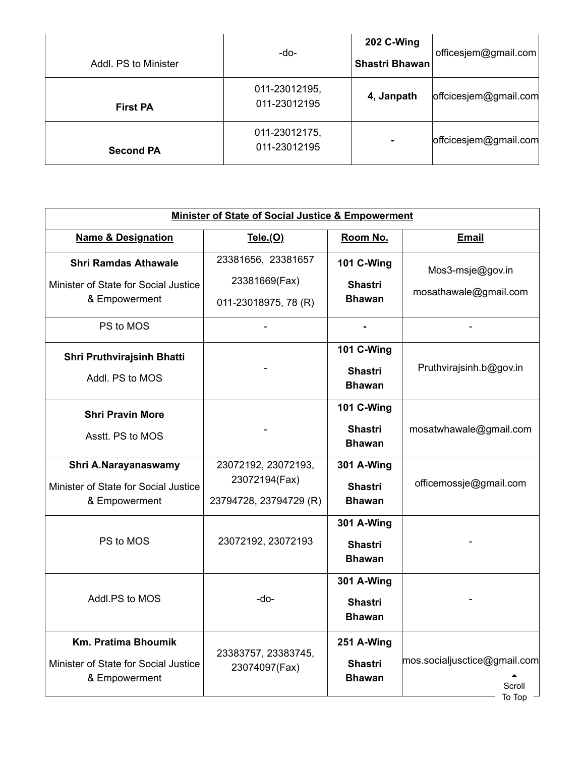| | | | |
|---|---|---|---|
| Addl. PS to Minister | -do- | **202 C-Wing Shastri Bhawan** | officesjem@gmail.com |
| **First PA** | 011-23012195, 011-23012195 | **4, Janpath** | offcicesjem@gmail.com |
| **Second PA** | 011-23012175, 011-23012195 | **-** | offcicesjem@gmail.com |

| **Minister of State of Social Justice & Empowerment** | | | |
|---|---|---|---|
| **Name & Designation** | **Tele.(O)** | **Room No.** | **Email** |
| **Shri Ramdas Athawale** Minister of State for Social Justice & Empowerment | 23381656, 23381657 23381669(Fax) 011-23018975, 78 (R) | **101 C-Wing Shastri Bhawan** | Mos3-msje@gov.in mosathawale@gmail.com |
| PS to MOS | - | **-** | - |
| **Shri Pruthvirajsinh Bhatti** Addl. PS to MOS | - | **101 C-Wing Shastri Bhawan** | Pruthvirajsinh.b@gov.in |
| **Shri Pravin More** Asstt. PS to MOS | - | **101 C-Wing Shastri Bhawan** | mosatwhawale@gmail.com |
| **Shri A.Narayanaswamy** Minister of State for Social Justice & Empowerment | 23072192, 23072193, 23072194(Fax) 23794728, 23794729 (R) | **301 A-Wing Shastri Bhawan** | officemossje@gmail.com |
| PS to MOS | 23072192, 23072193 | **301 A-Wing Shastri Bhawan** | - |
| Addl.PS to MOS | -do- | **301 A-Wing Shastri Bhawan** | - |
| **Km. Pratima Bhoumik** Minister of State for Social Justice & Empowerment | 23383757, 23383745, 23074097(Fax) | **251 A-Wing Shastri Bhawan** | mos.socialjusctice@gmail.com |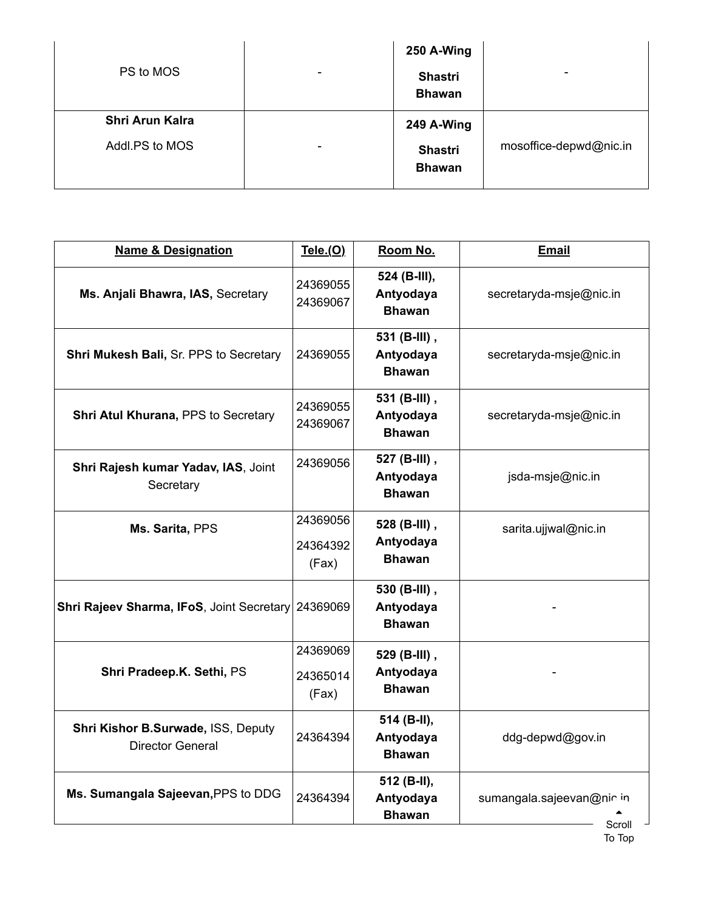| | | | |
|---|---|---|---|
| PS to MOS | - | **250 A-Wing Shastri Bhawan** | - |
| **Shri Arun Kalra** Addl.PS to MOS | - | **249 A-Wing Shastri Bhawan** | mosoffice-depwd@nic.in |

| **Name & Designation** | **Tele.(O)** | **Room No.** | **Email** |
|---|---|---|---|
| **Ms. Anjali Bhawra, IAS,** Secretary | 24369055 24369067 | **524 (B-III), Antyodaya Bhawan** | secretaryda-msje@nic.in |
| **Shri Mukesh Bali,** Sr. PPS to Secretary | 24369055 | **531 (B-III) , Antyodaya Bhawan** | secretaryda-msje@nic.in |
| **Shri Atul Khurana,** PPS to Secretary | 24369055 24369067 | **531 (B-III) , Antyodaya Bhawan** | secretaryda-msje@nic.in |
| **Shri Rajesh kumar Yadav, IAS**, Joint Secretary | 24369056 | **527 (B-III) , Antyodaya Bhawan** | jsda-msje@nic.in |
| **Ms. Sarita,** PPS | 24369056 24364392 (Fax) | **528 (B-III) , Antyodaya Bhawan** | sarita.ujjwal@nic.in |
| **Shri Rajeev Sharma, IFoS**, Joint Secretary | 24369069 | **530 (B-III) , Antyodaya Bhawan** | - |
| **Shri Pradeep.K. Sethi,** PS | 24369069 24365014 (Fax) | **529 (B-III) , Antyodaya Bhawan** | - |
| **Shri Kishor B.Surwade,** ISS, Deputy Director General | 24364394 | **514 (B-II), Antyodaya Bhawan** | ddg-depwd@gov.in |
| **Ms. Sumangala Sajeevan,**PPS to DDG | 24364394 | **512 (B-II), Antyodaya Bhawan** | sumangala.sajeevan@nic.in |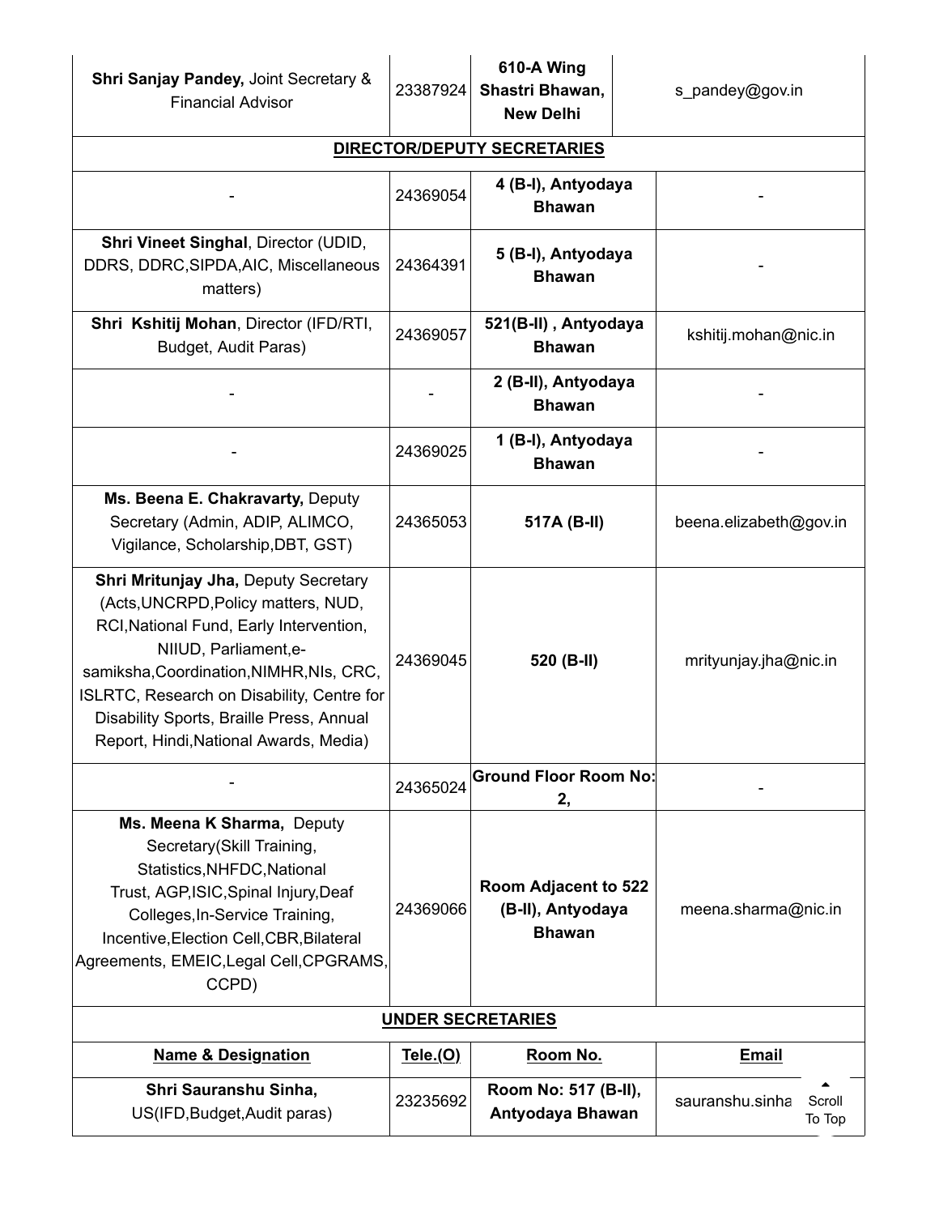| | | | |
|---|---|---|---|
| **Shri Sanjay Pandey,** Joint Secretary & Financial Advisor | 23387924 | **610-A Wing Shastri Bhawan, New Delhi** | s_pandey@gov.in |
| **DIRECTOR/DEPUTY SECRETARIES** | | | |
| - | 24369054 | **4 (B-I), Antyodaya Bhawan** | - |
| **Shri Vineet Singhal**, Director (UDID, DDRS, DDRC,SIPDA,AIC, Miscellaneous matters) | 24364391 | **5 (B-I), Antyodaya Bhawan** | - |
| **Shri Kshitij Mohan**, Director (IFD/RTI, Budget, Audit Paras) | 24369057 | **521(B-II) , Antyodaya Bhawan** | kshitij.mohan@nic.in |
| - | - | **2 (B-II), Antyodaya Bhawan** | - |
| - | 24369025 | **1 (B-I), Antyodaya Bhawan** | - |
| **Ms. Beena E. Chakravarty,** Deputy Secretary (Admin, ADIP, ALIMCO, Vigilance, Scholarship,DBT, GST) | 24365053 | **517A (B-II)** | beena.elizabeth@gov.in |
| **Shri Mritunjay Jha,** Deputy Secretary (Acts,UNCRPD,Policy matters, NUD, RCI,National Fund, Early Intervention, NIIUD, Parliament,e-samiksha,Coordination,NIMHR,NIs, CRC, ISLRTC, Research on Disability, Centre for Disability Sports, Braille Press, Annual Report, Hindi,National Awards, Media) | 24369045 | **520 (B-II)** | mrityunjay.jha@nic.in |
| - | 24365024 | **Ground Floor Room No: 2,** | - |
| **Ms. Meena K Sharma,** Deputy Secretary(Skill Training, Statistics,NHFDC,National Trust, AGP,ISIC,Spinal Injury,Deaf Colleges,In-Service Training, Incentive,Election Cell,CBR,Bilateral Agreements, EMEIC,Legal Cell,CPGRAMS, CCPD) | 24369066 | **Room Adjacent to 522 (B-II), Antyodaya Bhawan** | meena.sharma@nic.in |
| **UNDER SECRETARIES** | | | |
| **Name & Designation** | **Tele.(O)** | **Room No.** | **Email** |
| **Shri Sauranshu Sinha,** US(IFD,Budget,Audit paras) | 23235692 | **Room No: 517 (B-II), Antyodaya Bhawan** | sauranshu.sinha |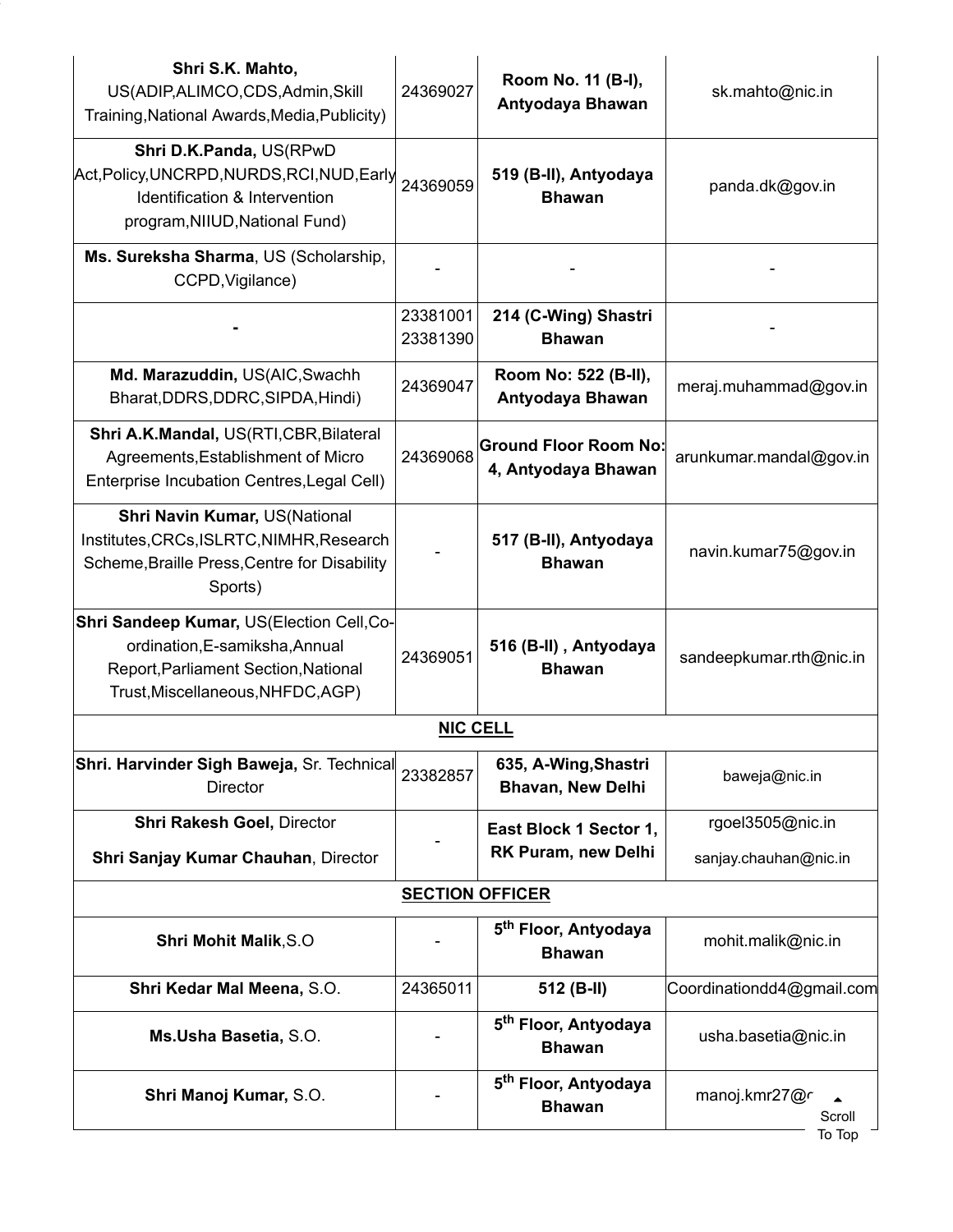| | | | |
|---|---|---|---|
| **Shri S.K. Mahto,** US(ADIP,ALIMCO,CDS,Admin,Skill Training,National Awards,Media,Publicity) | 24369027 | **Room No. 11 (B-I), Antyodaya Bhawan** | sk.mahto@nic.in |
| **Shri D.K.Panda,** US(RPwD Act,Policy,UNCRPD,NURDS,RCI,NUD,Early Identification & Intervention program,NIIUD,National Fund) | 24369059 | **519 (B-II), Antyodaya Bhawan** | panda.dk@gov.in |
| **Ms. Sureksha Sharma**, US (Scholarship, CCPD,Vigilance) | - | - | - |
| **-** | 23381001 23381390 | **214 (C-Wing) Shastri Bhawan** | - |
| **Md. Marazuddin,** US(AIC,Swachh Bharat,DDRS,DDRC,SIPDA,Hindi) | 24369047 | **Room No: 522 (B-II), Antyodaya Bhawan** | meraj.muhammad@gov.in |
| **Shri A.K.Mandal,** US(RTI,CBR,Bilateral Agreements,Establishment of Micro Enterprise Incubation Centres,Legal Cell) | 24369068 | **Ground Floor Room No: 4, Antyodaya Bhawan** | arunkumar.mandal@gov.in |
| **Shri Navin Kumar,** US(National Institutes,CRCs,ISLRTC,NIMHR,Research Scheme,Braille Press,Centre for Disability Sports) | - | **517 (B-II), Antyodaya Bhawan** | navin.kumar75@gov.in |
| **Shri Sandeep Kumar,** US(Election Cell,Co-ordination,E-samiksha,Annual Report,Parliament Section,National Trust,Miscellaneous,NHFDC,AGP) | 24369051 | **516 (B-II) , Antyodaya Bhawan** | sandeepkumar.rth@nic.in |
| **NIC CELL** | | | |
| **Shri. Harvinder Sigh Baweja,** Sr. Technical Director | 23382857 | **635, A-Wing,Shastri Bhawan, New Delhi** | baweja@nic.in |
| **Shri Rakesh Goel,** Director<br>**Shri Sanjay Kumar Chauhan**, Director | - | **East Block 1 Sector 1, RK Puram, new Delhi** | rgoel3505@nic.in<br>sanjay.chauhan@nic.in |
| **SECTION OFFICER** | | | |
| **Shri Mohit Malik**,S.O | - | **5th Floor, Antyodaya Bhawan** | mohit.malik@nic.in |
| **Shri Kedar Mal Meena,** S.O. | 24365011 | **512 (B-II)** | Coordinationdd4@gmail.com |
| **Ms.Usha Basetia,** S.O. | - | **5th Floor, Antyodaya Bhawan** | usha.basetia@nic.in |
| **Shri Manoj Kumar,** S.O. | - | **5th Floor, Antyodaya Bhawan** | manoj.kmr27@c |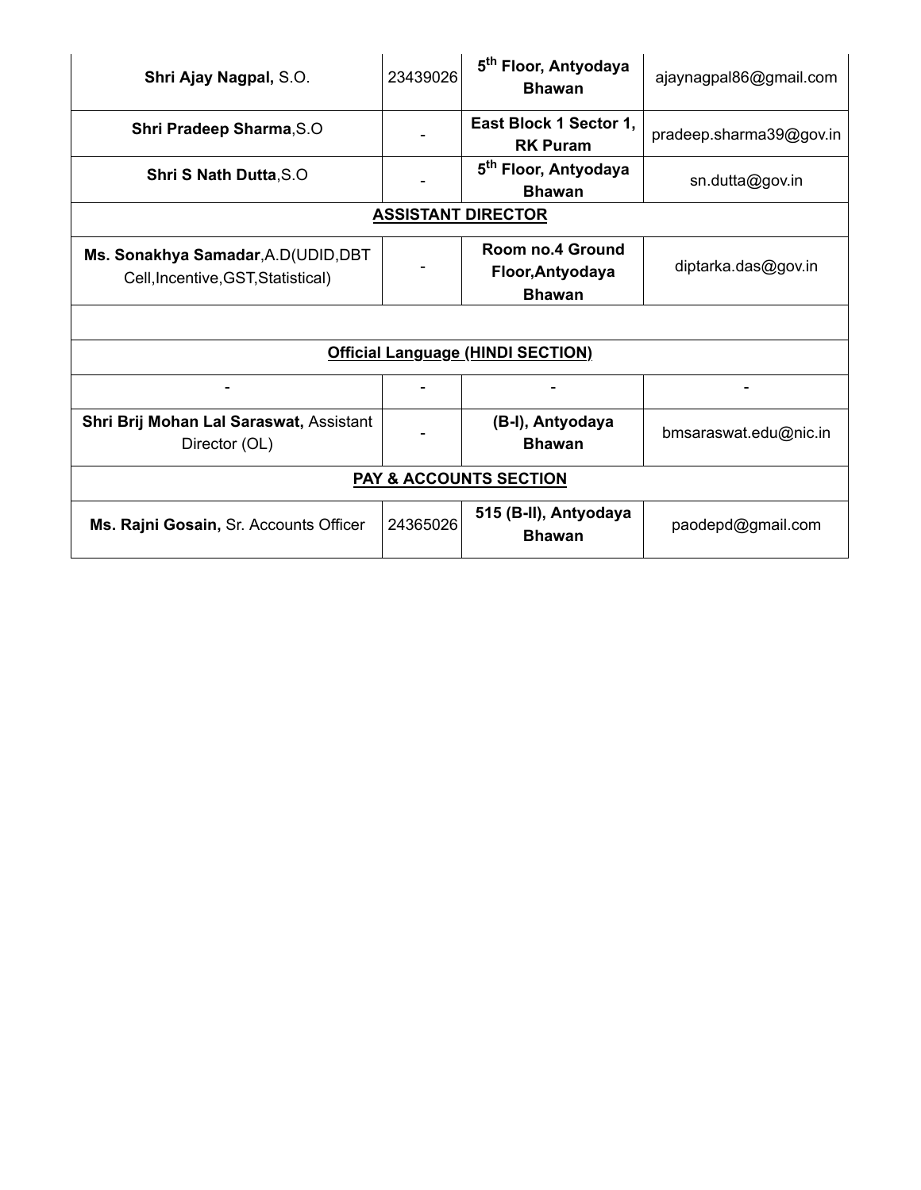| | | | |
|---|---|---|---|
| **Shri Ajay Nagpal,** S.O. | 23439026 | **5th Floor, Antyodaya Bhawan** | ajaynagpal86@gmail.com |
| **Shri Pradeep Sharma**,S.O | - | **East Block 1 Sector 1, RK Puram** | pradeep.sharma39@gov.in |
| **Shri S Nath Dutta**,S.O | - | **5th Floor, Antyodaya Bhawan** | sn.dutta@gov.in |
| **ASSISTANT DIRECTOR** | | | |
| **Ms. Sonakhya Samadar**,A.D(UDID,DBT Cell,Incentive,GST,Statistical) | - | **Room no.4 Ground Floor,Antyodaya Bhawan** | diptarka.das@gov.in |
| | | | |
| **Official Language (HINDI SECTION)** | | | |
| - | - | - | - |
| **Shri Brij Mohan Lal Saraswat,** Assistant Director (OL) | - | **(B-I), Antyodaya Bhawan** | bmsaraswat.edu@nic.in |
| **PAY & ACCOUNTS SECTION** | | | |
| **Ms. Rajni Gosain,** Sr. Accounts Officer | 24365026 | **515 (B-II), Antyodaya Bhawan** | paodepd@gmail.com |